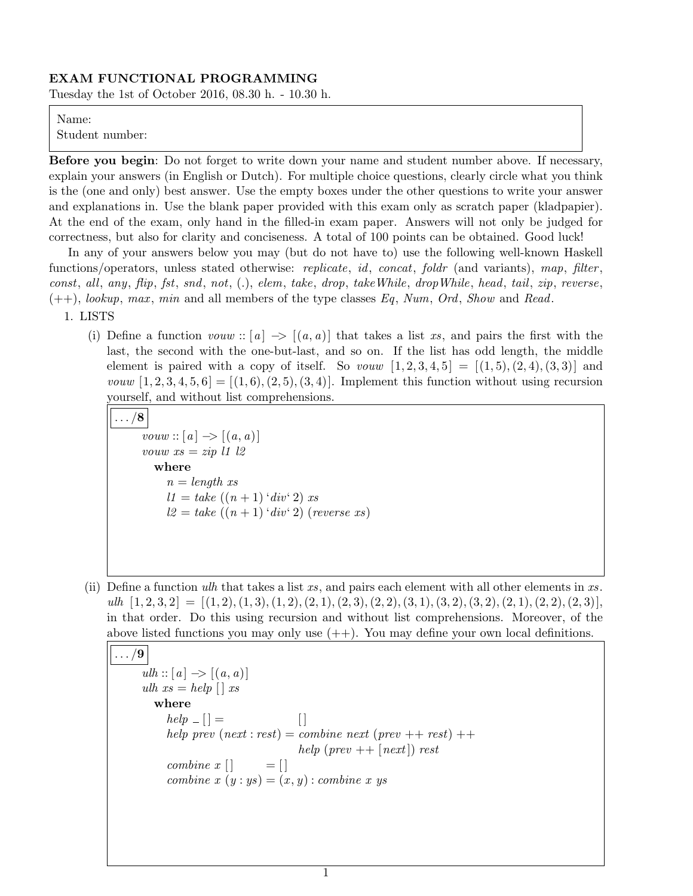**EXAM FUNCTIONAL PROGRAMMING**

Tuesday the 1st of October 2016, 08.30 h. - 10.30 h.

Name:
Student number:

**Before you begin**: Do not forget to write down your name and student number above. If necessary, explain your answers (in English or Dutch). For multiple choice questions, clearly circle what you think is the (one and only) best answer. Use the empty boxes under the other questions to write your answer and explanations in. Use the blank paper provided with this exam only as scratch paper (kladpapier). At the end of the exam, only hand in the filled-in exam paper. Answers will not only be judged for correctness, but also for clarity and conciseness. A total of 100 points can be obtained. Good luck!

In any of your answers below you may (but do not have to) use the following well-known Haskell functions/operators, unless stated otherwise: *replicate*, *id*, *concat*, *foldr* (and variants), *map*, *filter*, *const*, *all*, *any*, *flip*, *fst*, *snd*, *not*, (.), *elem*, *take*, *drop*, *takeWhile*, *dropWhile*, *head*, *tail*, *zip*, *reverse*, (++), *lookup*, *max*, *min* and all members of the type classes *Eq*, *Num*, *Ord*, *Show* and *Read*.

1. LISTS

(i) Define a function *vouw* :: [*a*] -> [(*a*, *a*)] that takes a list *xs*, and pairs the first with the last, the second with the one-but-last, and so on. If the list has odd length, the middle element is paired with a copy of itself. So *vouw* [1, 2, 3, 4, 5] = [(1, 5), (2, 4), (3, 3)] and *vouw* [1, 2, 3, 4, 5, 6] = [(1, 6), (2, 5), (3, 4)]. Implement this function without using recursion yourself, and without list comprehensions.

**.../8**

```
vouw :: [a] -> [(a, a)]
vouw xs = zip l1 l2
  where
    n = length xs
    l1 = take ((n + 1) `div` 2) xs
    l2 = take ((n + 1) `div` 2) (reverse xs)
```

(ii) Define a function *ulh* that takes a list *xs*, and pairs each element with all other elements in *xs*. *ulh* [1, 2, 3, 2] = [(1, 2), (1, 3), (1, 2), (2, 1), (2, 3), (2, 2), (3, 1), (3, 2), (3, 2), (2, 1), (2, 2), (2, 3)], in that order. Do this using recursion and without list comprehensions. Moreover, of the above listed functions you may only use (++). You may define your own local definitions.

**.../9**

```
ulh :: [a] -> [(a, a)]
ulh xs = help [] xs
  where
    help _ [] =                  []
    help prev (next : rest) = combine next (prev ++ rest) ++
                                 help (prev ++ [next]) rest
    combine x []       = []
    combine x (y : ys) = (x, y) : combine x ys
```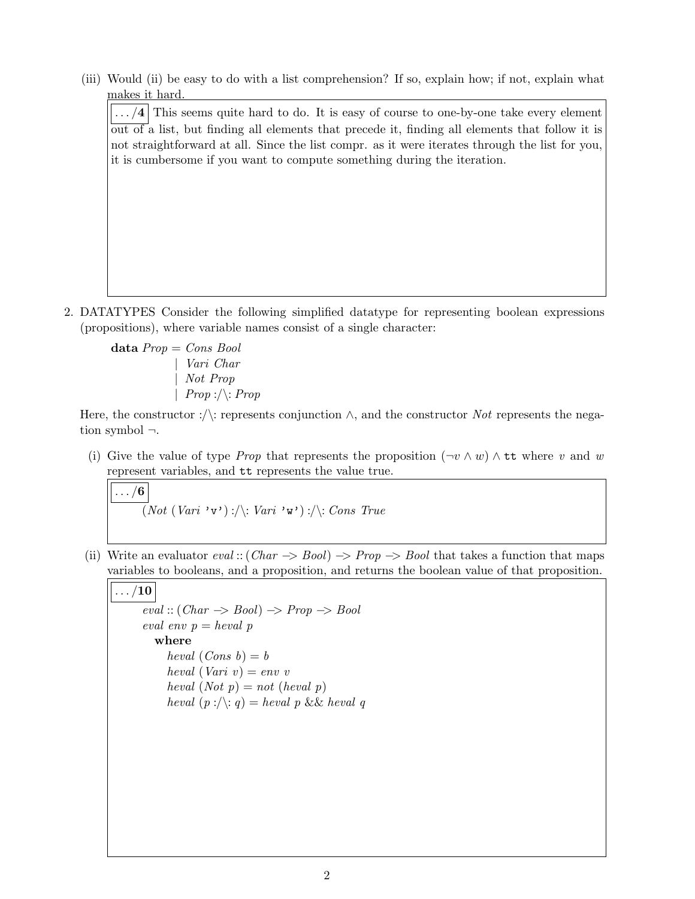(iii) Would (ii) be easy to do with a list comprehension? If so, explain how; if not, explain what makes it hard.

**.../4** This seems quite hard to do. It is easy of course to one-by-one take every element out of a list, but finding all elements that precede it, finding all elements that follow it is not straightforward at all. Since the list compr. as it were iterates through the list for you, it is cumbersome if you want to compute something during the iteration.

2. DATATYPES Consider the following simplified datatype for representing boolean expressions (propositions), where variable names consist of a single character:

```
data Prop = Cons Bool
          | Vari Char
          | Not Prop
          | Prop :/\: Prop
```

Here, the constructor :/\: represents conjunction $\wedge$, and the constructor *Not* represents the negation symbol $\neg$.

(i) Give the value of type *Prop* that represents the proposition $(\neg v \wedge w) \wedge$ `tt` where $v$ and $w$ represent variables, and `tt` represents the value true.

**.../6**

```
(Not (Vari 'v') :/\: Vari 'w') :/\: Cons True
```

(ii) Write an evaluator *eval* :: (*Char* -> *Bool*) -> *Prop* -> *Bool* that takes a function that maps variables to booleans, and a proposition, and returns the boolean value of that proposition.

**.../10**

```
eval :: (Char -> Bool) -> Prop -> Bool
eval env p = heval p
  where
    heval (Cons b) = b
    heval (Vari v) = env v
    heval (Not p) = not (heval p)
    heval (p :/\: q) = heval p && heval q
```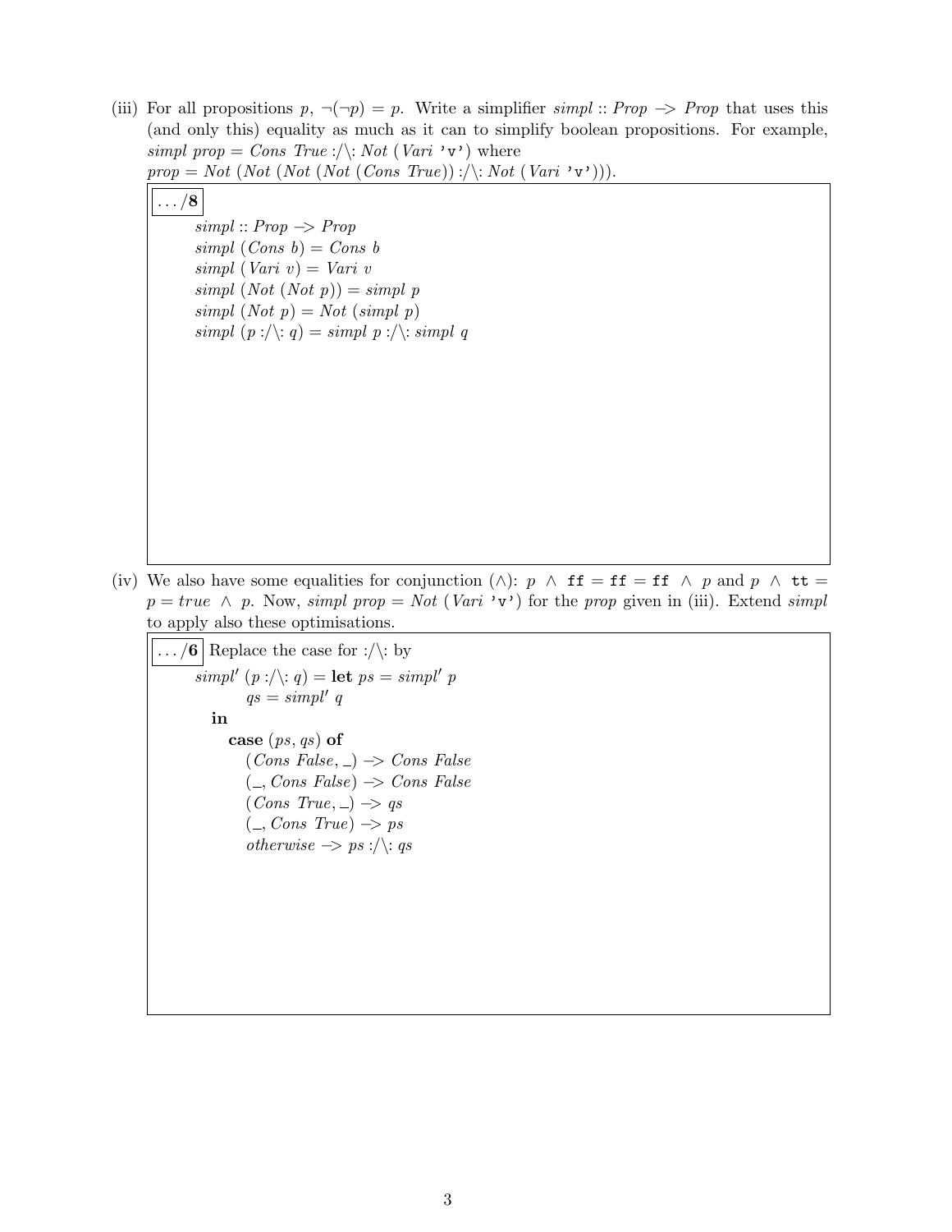(iii) For all propositions $p$, $\neg(\neg p) = p$. Write a simplifier *simpl* :: *Prop* –> *Prop* that uses this (and only this) equality as much as it can to simplify boolean propositions. For example, *simpl prop* = *Cons True* :/\: *Not* (*Vari* 'v') where *prop* = *Not* (*Not* (*Not* (*Not* (*Cons True*)) :/\: *Not* (*Vari* 'v'))).

**. . . /8**

```
simpl :: Prop -> Prop
simpl (Cons b) = Cons b
simpl (Vari v) = Vari v
simpl (Not (Not p)) = simpl p
simpl (Not p) = Not (simpl p)
simpl (p :/\: q) = simpl p :/\: simpl q
```

(iv) We also have some equalities for conjunction ($\wedge$): $p \wedge \texttt{ff} = \texttt{ff} = \texttt{ff} \wedge p$ and $p \wedge \texttt{tt} = p = true \wedge p$. Now, *simpl prop* = *Not* (*Vari* 'v') for the *prop* given in (iii). Extend *simpl* to apply also these optimisations.

**. . . /6** Replace the case for :/\: by

```
simpl' (p :/\: q) = let ps = simpl' p
                        qs = simpl' q
                    in
                      case (ps, qs) of
                        (Cons False, _) -> Cons False
                        (_, Cons False) -> Cons False
                        (Cons True, _) -> qs
                        (_, Cons True) -> ps
                        otherwise -> ps :/\: qs
```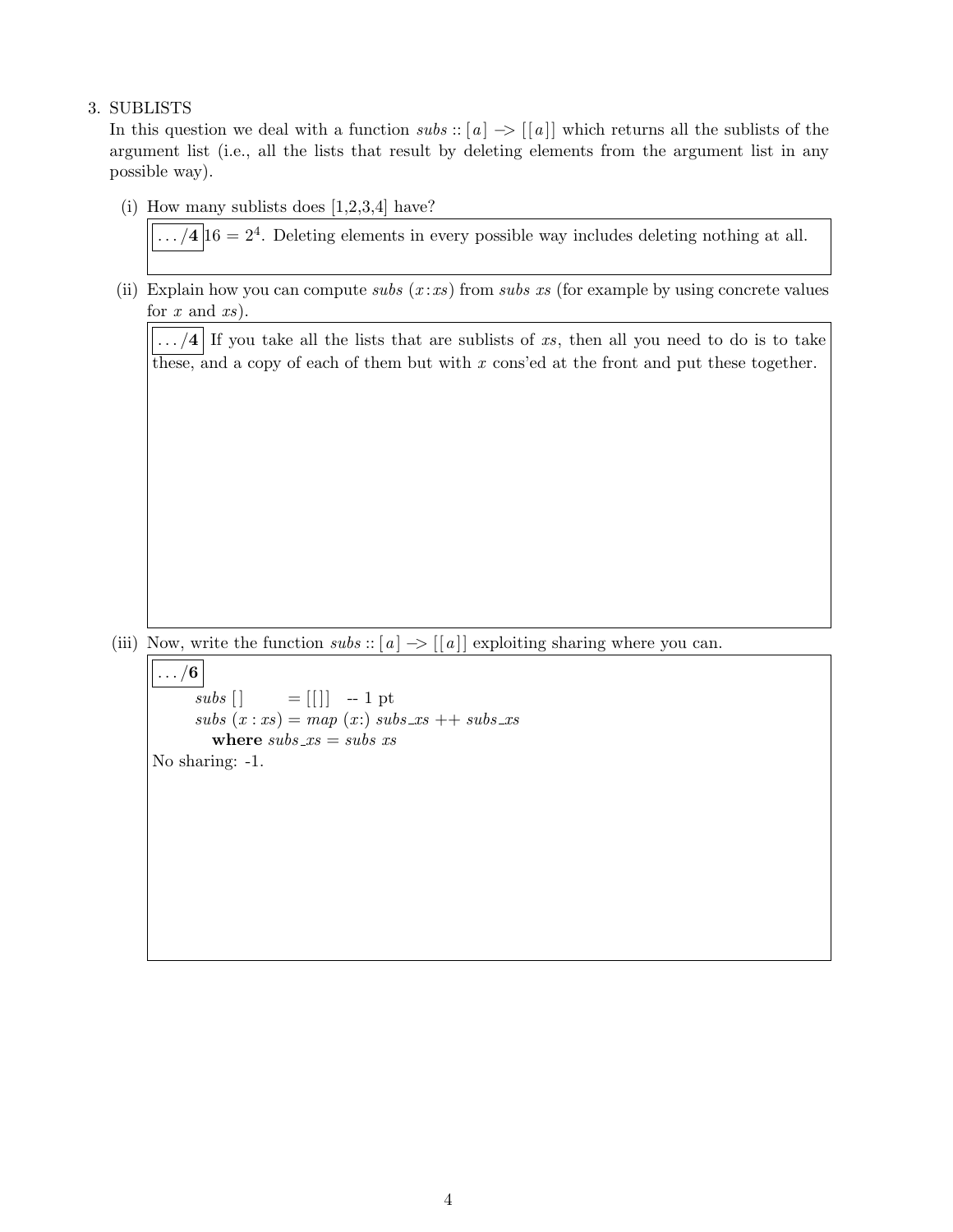3. SUBLISTS

In this question we deal with a function *subs* :: [*a*] −> [[*a*]] which returns all the sublists of the argument list (i.e., all the lists that result by deleting elements from the argument list in any possible way).

(i) How many sublists does [1,2,3,4] have?

**.../4** $16 = 2^4$. Deleting elements in every possible way includes deleting nothing at all.

(ii) Explain how you can compute *subs* (*x*:*xs*) from *subs xs* (for example by using concrete values for *x* and *xs*).

**.../4** If you take all the lists that are sublists of *xs*, then all you need to do is to take these, and a copy of each of them but with *x* cons'ed at the front and put these together.

(iii) Now, write the function *subs* :: [*a*] −> [[*a*]] exploiting sharing where you can.

**.../6**

```
subs []       = [[]]  -- 1 pt
subs (x : xs) = map (x:) subs_xs ++ subs_xs
  where subs_xs = subs xs
```

No sharing: -1.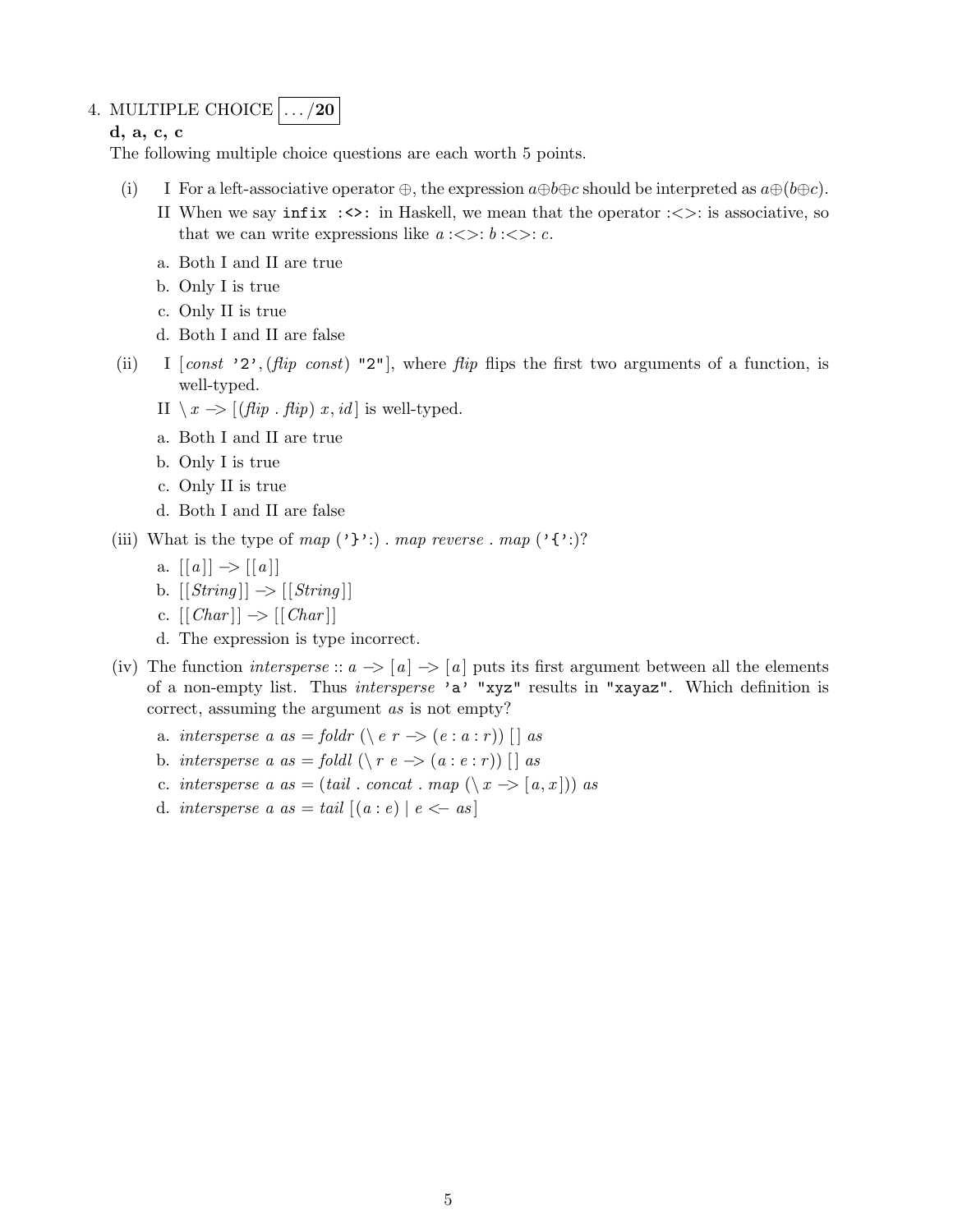4. MULTIPLE CHOICE | .../**20** |

**d, a, c, c**

The following multiple choice questions are each worth 5 points.

(i) I For a left-associative operator $\oplus$, the expression $a \oplus b \oplus c$ should be interpreted as $a \oplus (b \oplus c)$.

II When we say `infix :<>:` in Haskell, we mean that the operator :<>: is associative, so that we can write expressions like *a* :<>: *b* :<>: *c*.

a. Both I and II are true
b. Only I is true
c. Only II is true
d. Both I and II are false

(ii) I [*const* `'2'`, (*flip const*) `"2"`], where *flip* flips the first two arguments of a function, is well-typed.

II \ *x* -> [(*flip* . *flip*) *x*, *id*] is well-typed.

a. Both I and II are true
b. Only I is true
c. Only II is true
d. Both I and II are false

(iii) What is the type of *map* (`'}'`:) . *map reverse* . *map* (`'{'`:)?

a. [[*a*]] -> [[*a*]]
b. [[*String*]] -> [[*String*]]
c. [[*Char*]] -> [[*Char*]]
d. The expression is type incorrect.

(iv) The function *intersperse* :: *a* -> [*a*] -> [*a*] puts its first argument between all the elements of a non-empty list. Thus *intersperse* `'a'` `"xyz"` results in `"xayaz"`. Which definition is correct, assuming the argument *as* is not empty?

a. *intersperse a as* = *foldr* (\ *e r* -> (*e* : *a* : *r*)) [ ] *as*
b. *intersperse a as* = *foldl* (\ *r e* -> (*a* : *e* : *r*)) [ ] *as*
c. *intersperse a as* = (*tail* . *concat* . *map* (\ *x* -> [*a*, *x*])) *as*
d. *intersperse a as* = *tail* [(*a* : *e*) | *e* <- *as*]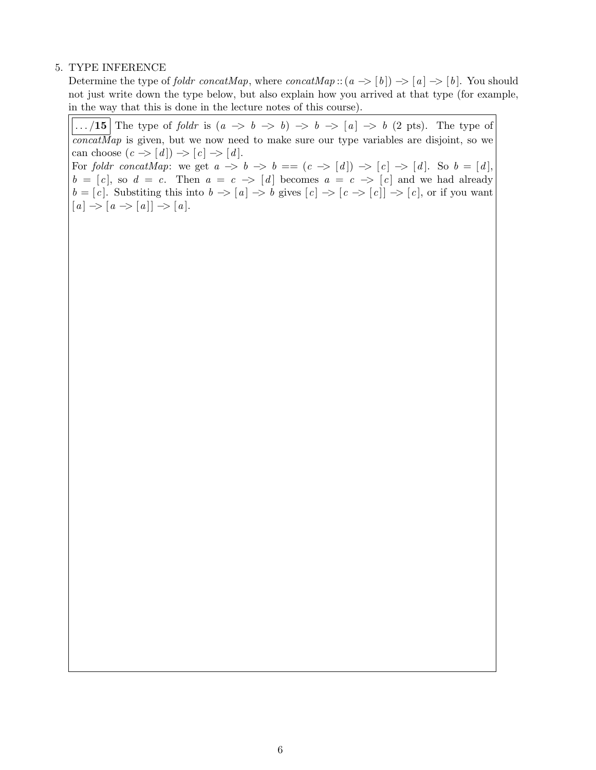5. TYPE INFERENCE

Determine the type of *foldr concatMap*, where *concatMap* :: $(a \rightarrow [b]) \rightarrow [a] \rightarrow [b]$. You should not just write down the type below, but also explain how you arrived at that type (for example, in the way that this is done in the lecture notes of this course).

**.../15** The type of *foldr* is $(a \rightarrow b \rightarrow b) \rightarrow b \rightarrow [a] \rightarrow b$ (2 pts). The type of *concatMap* is given, but we now need to make sure our type variables are disjoint, so we can choose $(c \rightarrow [d]) \rightarrow [c] \rightarrow [d]$.

For *foldr concatMap*: we get $a \rightarrow b \rightarrow b == (c \rightarrow [d]) \rightarrow [c] \rightarrow [d]$. So $b = [d]$, $b = [c]$, so $d = c$. Then $a = c \rightarrow [d]$ becomes $a = c \rightarrow [c]$ and we had already $b = [c]$. Substiting this into $b \rightarrow [a] \rightarrow b$ gives $[c] \rightarrow [c \rightarrow [c]] \rightarrow [c]$, or if you want $[a] \rightarrow [a \rightarrow [a]] \rightarrow [a]$.